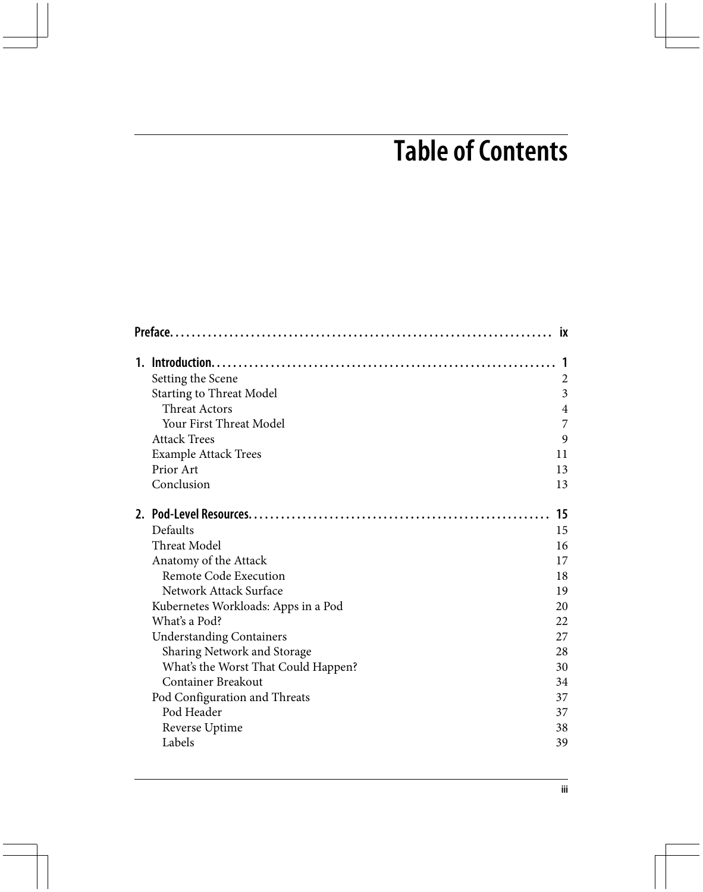# Table of Contents

**Preface** ..... **ix**

**1. Introduction** ..... **1**

- Setting the Scene ..... 2
- Starting to Threat Model ..... 3
  - Threat Actors ..... 4
  - Your First Threat Model ..... 7
- Attack Trees ..... 9
- Example Attack Trees ..... 11
- Prior Art ..... 13
- Conclusion ..... 13

**2. Pod-Level Resources** ..... **15**

- Defaults ..... 15
- Threat Model ..... 16
- Anatomy of the Attack ..... 17
  - Remote Code Execution ..... 18
  - Network Attack Surface ..... 19
- Kubernetes Workloads: Apps in a Pod ..... 20
- What's a Pod? ..... 22
- Understanding Containers ..... 27
  - Sharing Network and Storage ..... 28
  - What's the Worst That Could Happen? ..... 30
  - Container Breakout ..... 34
- Pod Configuration and Threats ..... 37
  - Pod Header ..... 37
  - Reverse Uptime ..... 38
  - Labels ..... 39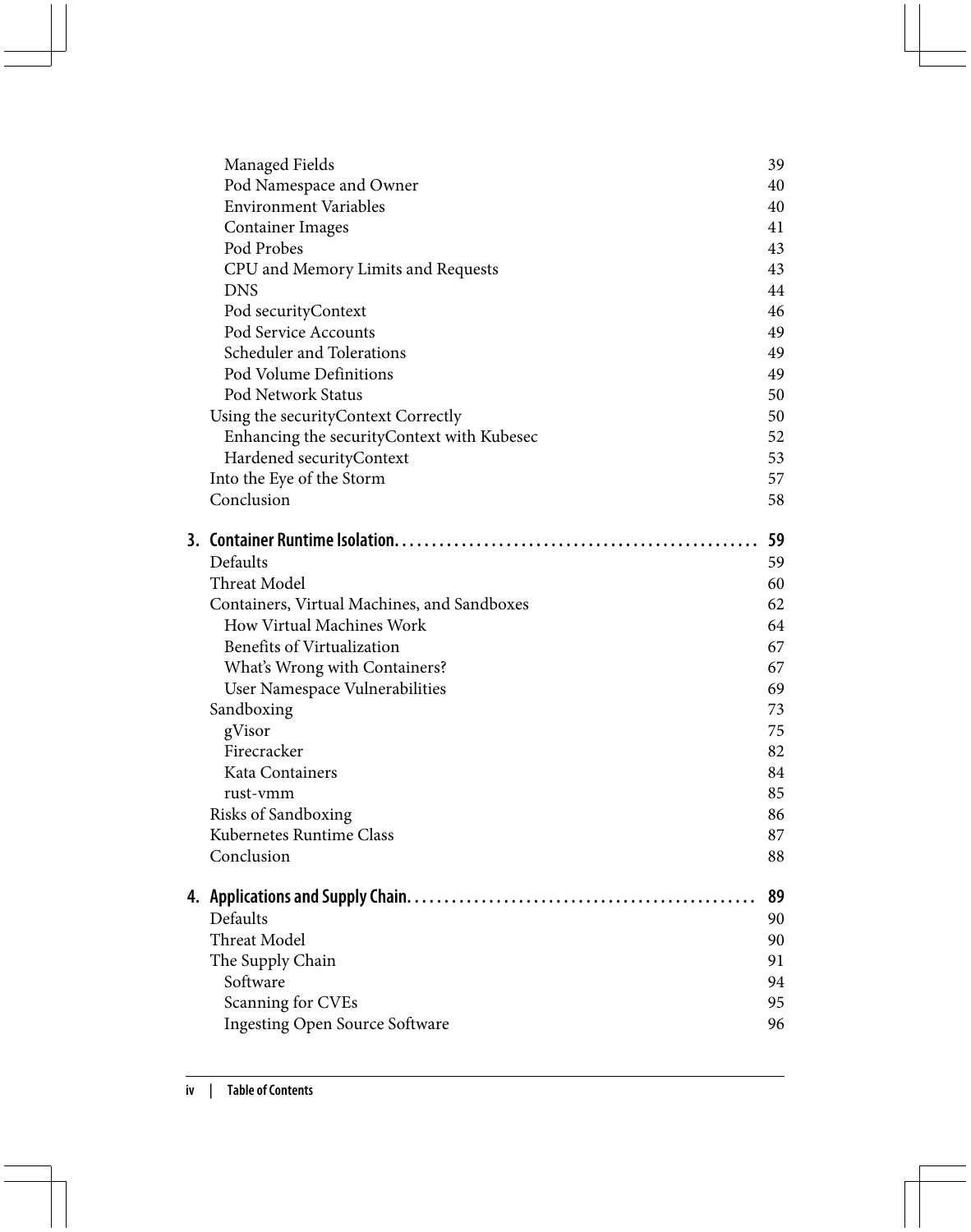Managed Fields 39
Pod Namespace and Owner 40
Environment Variables 40
Container Images 41
Pod Probes 43
CPU and Memory Limits and Requests 43
DNS 44
Pod securityContext 46
Pod Service Accounts 49
Scheduler and Tolerations 49
Pod Volume Definitions 49
Pod Network Status 50
Using the securityContext Correctly 50
Enhancing the securityContext with Kubesec 52
Hardened securityContext 53
Into the Eye of the Storm 57
Conclusion 58

**3. Container Runtime Isolation. . . . . . . . . . . . . . . . . . . . . . . . . . . . . . . . . . . . . . . . . . . . . . . . 59**

Defaults 59
Threat Model 60
Containers, Virtual Machines, and Sandboxes 62
How Virtual Machines Work 64
Benefits of Virtualization 67
What's Wrong with Containers? 67
User Namespace Vulnerabilities 69
Sandboxing 73
gVisor 75
Firecracker 82
Kata Containers 84
rust-vmm 85
Risks of Sandboxing 86
Kubernetes Runtime Class 87
Conclusion 88

**4. Applications and Supply Chain. . . . . . . . . . . . . . . . . . . . . . . . . . . . . . . . . . . . . . . . . . . . . . 89**

Defaults 90
Threat Model 90
The Supply Chain 91
Software 94
Scanning for CVEs 95
Ingesting Open Source Software 96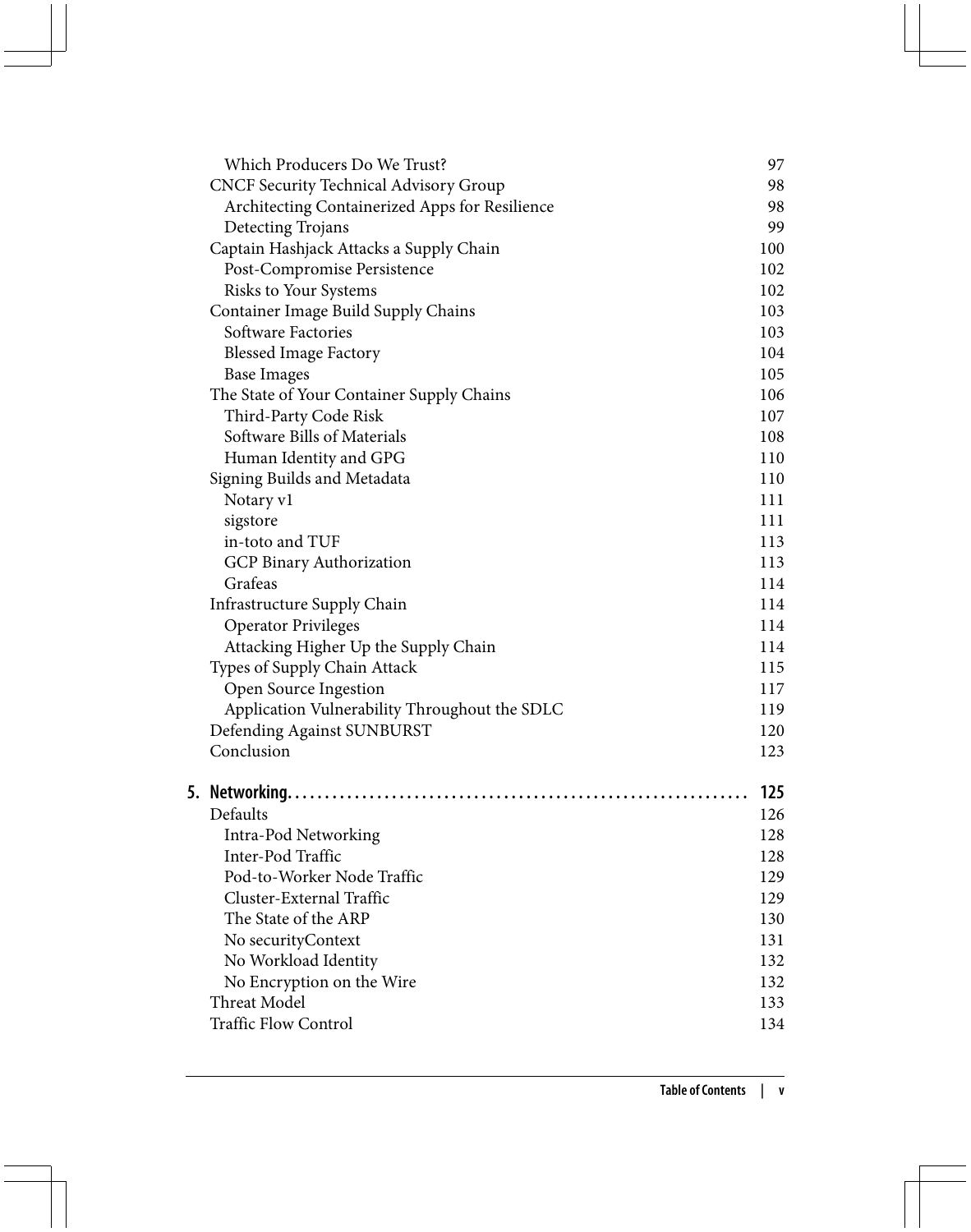Which Producers Do We Trust? 97
CNCF Security Technical Advisory Group 98
Architecting Containerized Apps for Resilience 98
Detecting Trojans 99
Captain Hashjack Attacks a Supply Chain 100
Post-Compromise Persistence 102
Risks to Your Systems 102
Container Image Build Supply Chains 103
Software Factories 103
Blessed Image Factory 104
Base Images 105
The State of Your Container Supply Chains 106
Third-Party Code Risk 107
Software Bills of Materials 108
Human Identity and GPG 110
Signing Builds and Metadata 110
Notary v1 111
sigstore 111
in-toto and TUF 113
GCP Binary Authorization 113
Grafeas 114
Infrastructure Supply Chain 114
Operator Privileges 114
Attacking Higher Up the Supply Chain 114
Types of Supply Chain Attack 115
Open Source Ingestion 117
Application Vulnerability Throughout the SDLC 119
Defending Against SUNBURST 120
Conclusion 123

**5. Networking. . . . . . . . . . . . . . . . . . . . . . . . . . . . . . . . . . . . . . . . . . . . . . . . . . . . . . . . . . . . 125**
Defaults 126
Intra-Pod Networking 128
Inter-Pod Traffic 128
Pod-to-Worker Node Traffic 129
Cluster-External Traffic 129
The State of the ARP 130
No securityContext 131
No Workload Identity 132
No Encryption on the Wire 132
Threat Model 133
Traffic Flow Control 134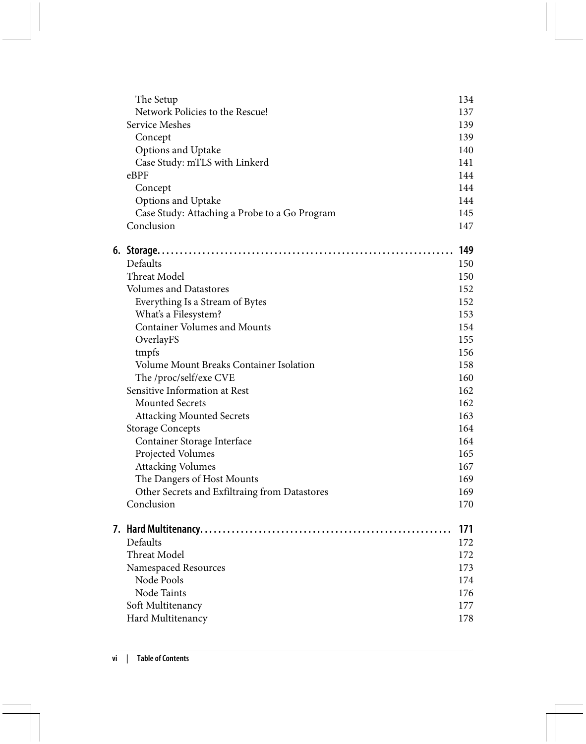The Setup 134
Network Policies to the Rescue! 137
Service Meshes 139
Concept 139
Options and Uptake 140
Case Study: mTLS with Linkerd 141
eBPF 144
Concept 144
Options and Uptake 144
Case Study: Attaching a Probe to a Go Program 145
Conclusion 147

**6. Storage. . . . . . . . . . . . . . . . . . . . . . . . . . . . . . . . . . . . . . . . . . . . . . . . . . . . . . . . . . . 149**

Defaults 150
Threat Model 150
Volumes and Datastores 152
Everything Is a Stream of Bytes 152
What's a Filesystem? 153
Container Volumes and Mounts 154
OverlayFS 155
tmpfs 156
Volume Mount Breaks Container Isolation 158
The /proc/self/exe CVE 160
Sensitive Information at Rest 162
Mounted Secrets 162
Attacking Mounted Secrets 163
Storage Concepts 164
Container Storage Interface 164
Projected Volumes 165
Attacking Volumes 167
The Dangers of Host Mounts 169
Other Secrets and Exfiltraing from Datastores 169
Conclusion 170

**7. Hard Multitenancy. . . . . . . . . . . . . . . . . . . . . . . . . . . . . . . . . . . . . . . . . . . . . . . . . . . 171**

Defaults 172
Threat Model 172
Namespaced Resources 173
Node Pools 174
Node Taints 176
Soft Multitenancy 177
Hard Multitenancy 178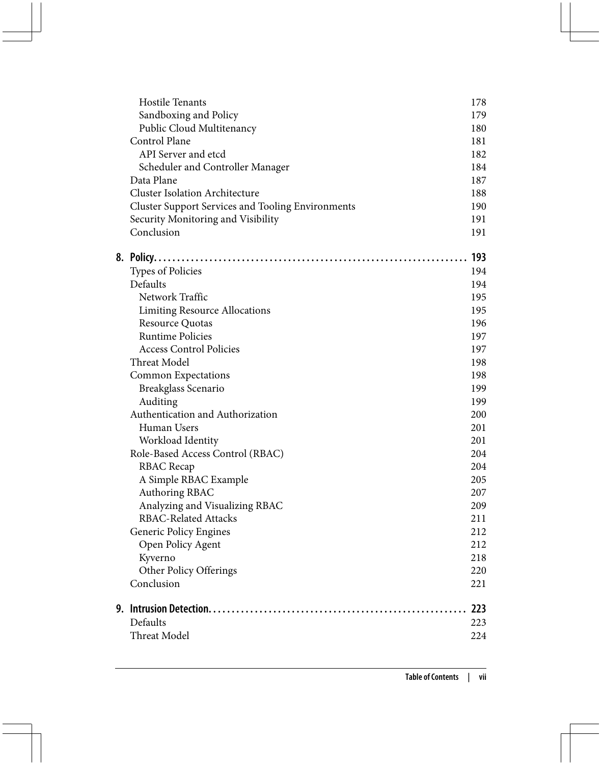- Hostile Tenants 178
- Sandboxing and Policy 179
- Public Cloud Multitenancy 180
- Control Plane 181
  - API Server and etcd 182
  - Scheduler and Controller Manager 184
- Data Plane 187
- Cluster Isolation Architecture 188
- Cluster Support Services and Tooling Environments 190
- Security Monitoring and Visibility 191
- Conclusion 191

**8. Policy. . . . . . . . . . . . . . . . . . . . . . . . . . . . . . . . . . . . . . . . . . . . . . . . . . . . . . . . . . . . . . . 193**

- Types of Policies 194
- Defaults 194
  - Network Traffic 195
  - Limiting Resource Allocations 195
  - Resource Quotas 196
  - Runtime Policies 197
  - Access Control Policies 197
- Threat Model 198
- Common Expectations 198
  - Breakglass Scenario 199
  - Auditing 199
- Authentication and Authorization 200
  - Human Users 201
  - Workload Identity 201
- Role-Based Access Control (RBAC) 204
  - RBAC Recap 204
  - A Simple RBAC Example 205
  - Authoring RBAC 207
  - Analyzing and Visualizing RBAC 209
  - RBAC-Related Attacks 211
- Generic Policy Engines 212
  - Open Policy Agent 212
  - Kyverno 218
  - Other Policy Offerings 220
- Conclusion 221

**9. Intrusion Detection. . . . . . . . . . . . . . . . . . . . . . . . . . . . . . . . . . . . . . . . . . . . . . . . . . . . . 223**

- Defaults 223
- Threat Model 224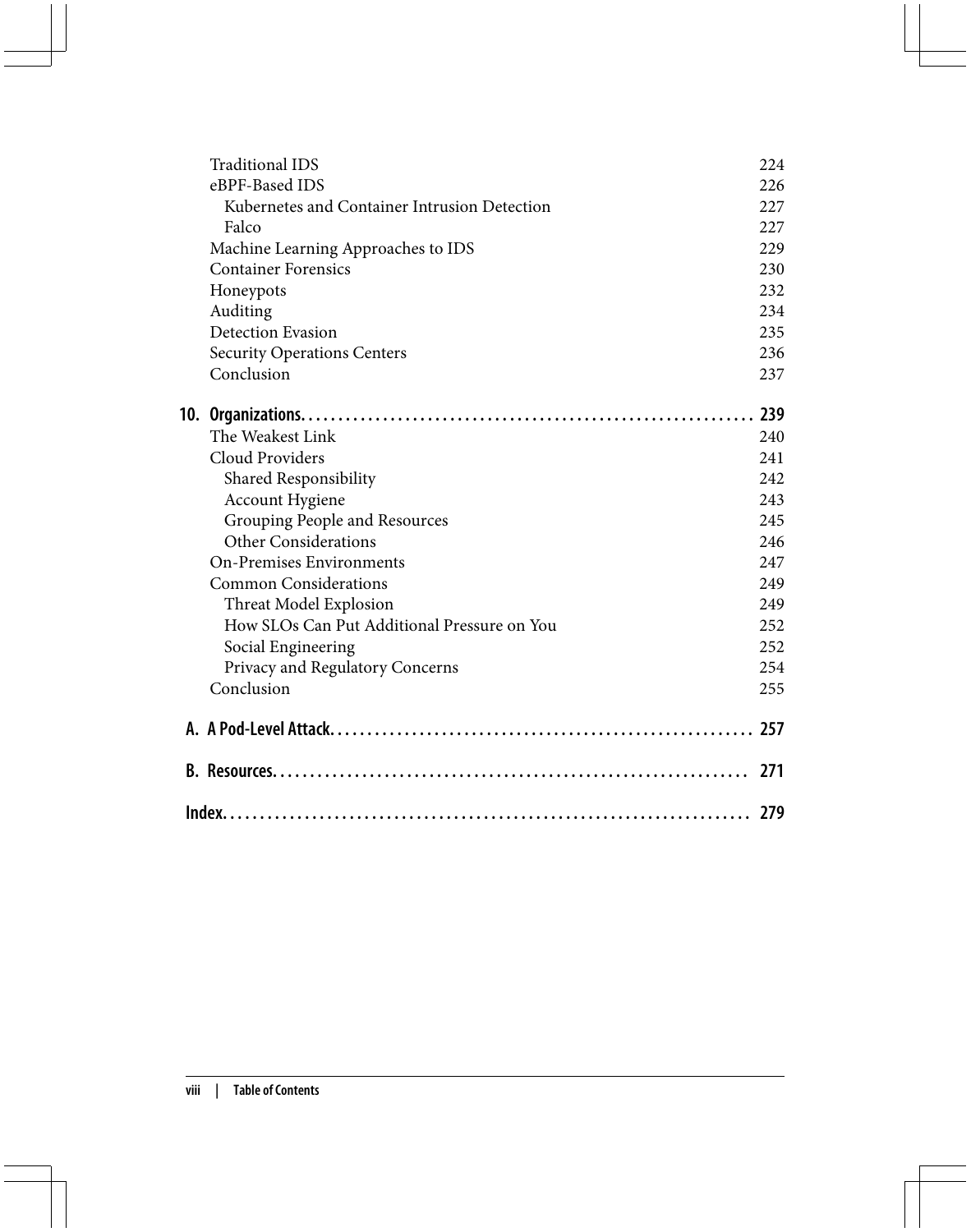Traditional IDS 224
eBPF-Based IDS 226
  Kubernetes and Container Intrusion Detection 227
  Falco 227
Machine Learning Approaches to IDS 229
Container Forensics 230
Honeypots 232
Auditing 234
Detection Evasion 235
Security Operations Centers 236
Conclusion 237

**10. Organizations. . . . . . . . . . . . . . . . . . . . . . . . . . . . . . . . . . . . . . . . . . . . . . . . . . . . . . . . . 239**

The Weakest Link 240
Cloud Providers 241
  Shared Responsibility 242
  Account Hygiene 243
  Grouping People and Resources 245
  Other Considerations 246
On-Premises Environments 247
Common Considerations 249
  Threat Model Explosion 249
  How SLOs Can Put Additional Pressure on You 252
  Social Engineering 252
  Privacy and Regulatory Concerns 254
Conclusion 255

**A. A Pod-Level Attack. . . . . . . . . . . . . . . . . . . . . . . . . . . . . . . . . . . . . . . . . . . . . . . . . . . . . . . 257**

**B. Resources. . . . . . . . . . . . . . . . . . . . . . . . . . . . . . . . . . . . . . . . . . . . . . . . . . . . . . . . . . . . . 271**

**Index. . . . . . . . . . . . . . . . . . . . . . . . . . . . . . . . . . . . . . . . . . . . . . . . . . . . . . . . . . . . . . . . . . . 279**